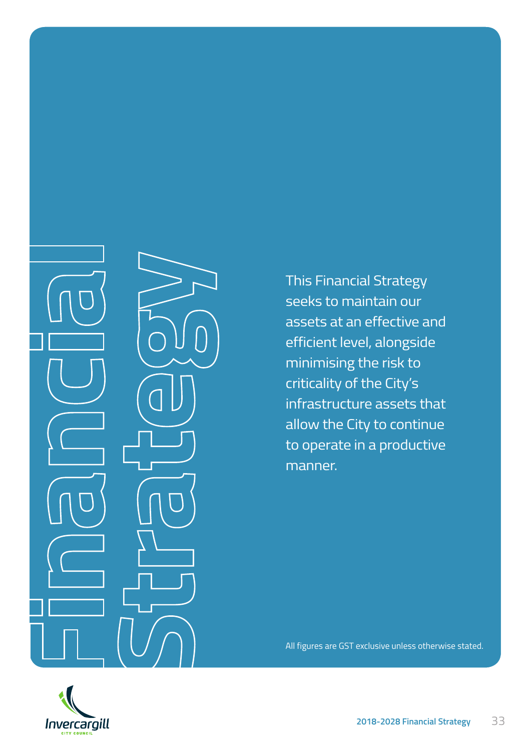# Financial Strategy

This Financial Strategy seeks to maintain our assets at an effective and efficient level, alongside minimising the risk to criticality of the City's infrastructure assets that allow the City to continue to operate in a productive manner.

All figures are GST exclusive unless otherwise stated.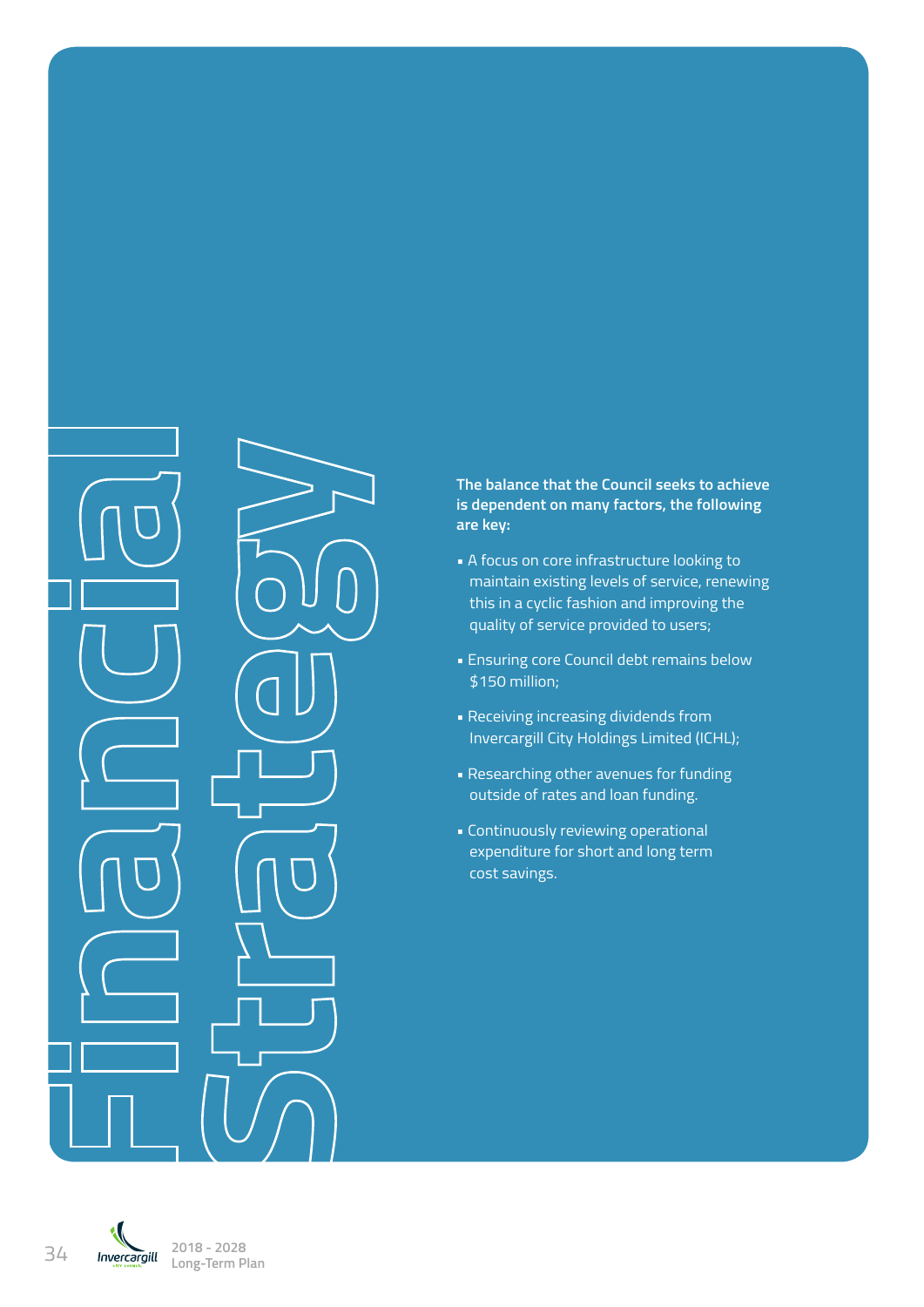# Financial Strategy

**The balance that the Council seeks to achieve is dependent on many factors, the following are key:**

- A focus on core infrastructure looking to maintain existing levels of service, renewing this in a cyclic fashion and improving the quality of service provided to users;
- Ensuring core Council debt remains below $150 million;
- Receiving increasing dividends from Invercargill City Holdings Limited (ICHL);
- Researching other avenues for funding outside of rates and loan funding.
- Continuously reviewing operational expenditure for short and long term cost savings.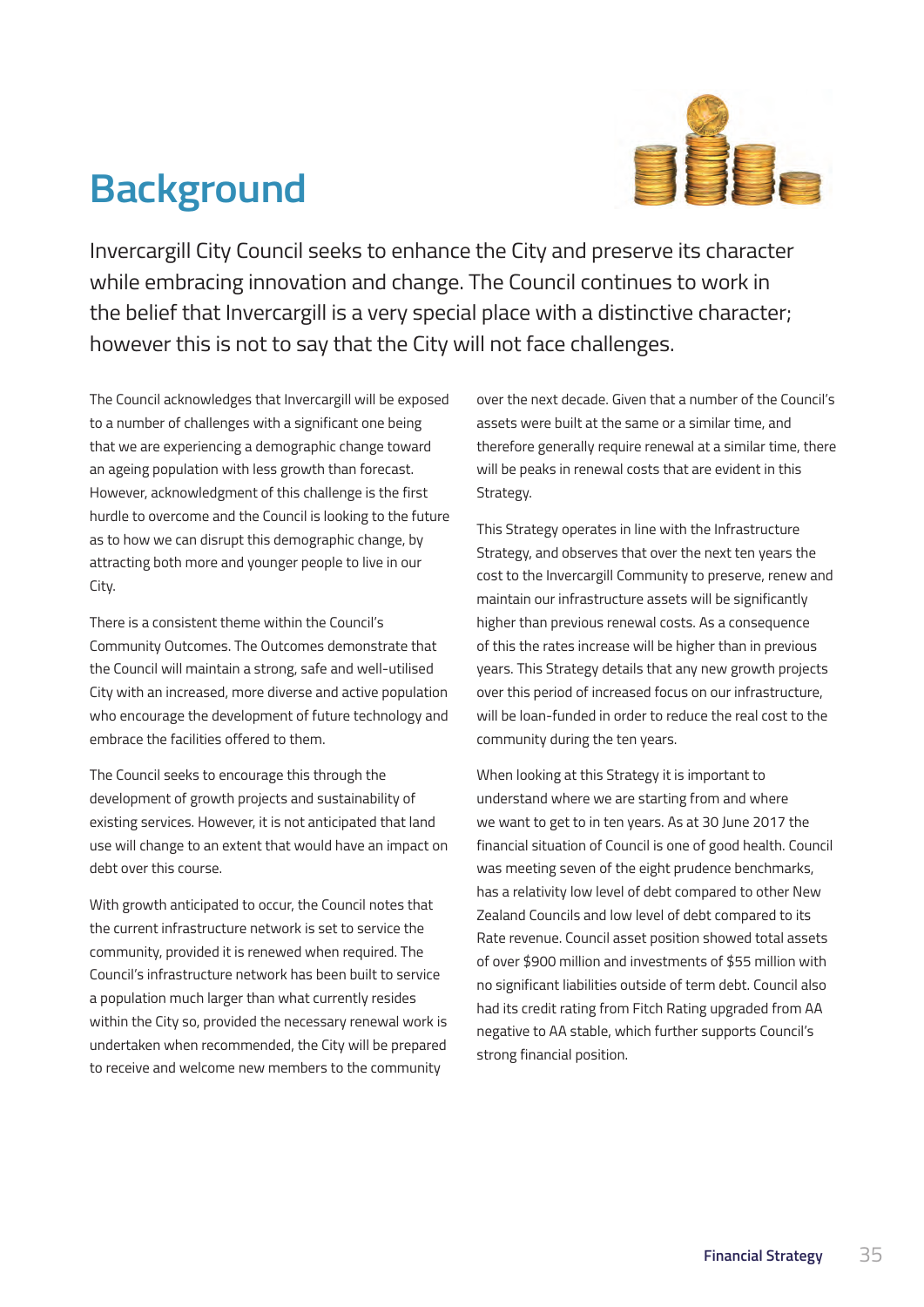# Background

Invercargill City Council seeks to enhance the City and preserve its character while embracing innovation and change. The Council continues to work in the belief that Invercargill is a very special place with a distinctive character; however this is not to say that the City will not face challenges.

The Council acknowledges that Invercargill will be exposed to a number of challenges with a significant one being that we are experiencing a demographic change toward an ageing population with less growth than forecast. However, acknowledgment of this challenge is the first hurdle to overcome and the Council is looking to the future as to how we can disrupt this demographic change, by attracting both more and younger people to live in our City.

There is a consistent theme within the Council's Community Outcomes. The Outcomes demonstrate that the Council will maintain a strong, safe and well-utilised City with an increased, more diverse and active population who encourage the development of future technology and embrace the facilities offered to them.

The Council seeks to encourage this through the development of growth projects and sustainability of existing services. However, it is not anticipated that land use will change to an extent that would have an impact on debt over this course.

With growth anticipated to occur, the Council notes that the current infrastructure network is set to service the community, provided it is renewed when required. The Council's infrastructure network has been built to service a population much larger than what currently resides within the City so, provided the necessary renewal work is undertaken when recommended, the City will be prepared to receive and welcome new members to the community over the next decade. Given that a number of the Council's assets were built at the same or a similar time, and therefore generally require renewal at a similar time, there will be peaks in renewal costs that are evident in this Strategy.

This Strategy operates in line with the Infrastructure Strategy, and observes that over the next ten years the cost to the Invercargill Community to preserve, renew and maintain our infrastructure assets will be significantly higher than previous renewal costs. As a consequence of this the rates increase will be higher than in previous years. This Strategy details that any new growth projects over this period of increased focus on our infrastructure, will be loan-funded in order to reduce the real cost to the community during the ten years.

When looking at this Strategy it is important to understand where we are starting from and where we want to get to in ten years. As at 30 June 2017 the financial situation of Council is one of good health. Council was meeting seven of the eight prudence benchmarks, has a relativity low level of debt compared to other New Zealand Councils and low level of debt compared to its Rate revenue. Council asset position showed total assets of over $900 million and investments of $55 million with no significant liabilities outside of term debt. Council also had its credit rating from Fitch Rating upgraded from AA negative to AA stable, which further supports Council's strong financial position.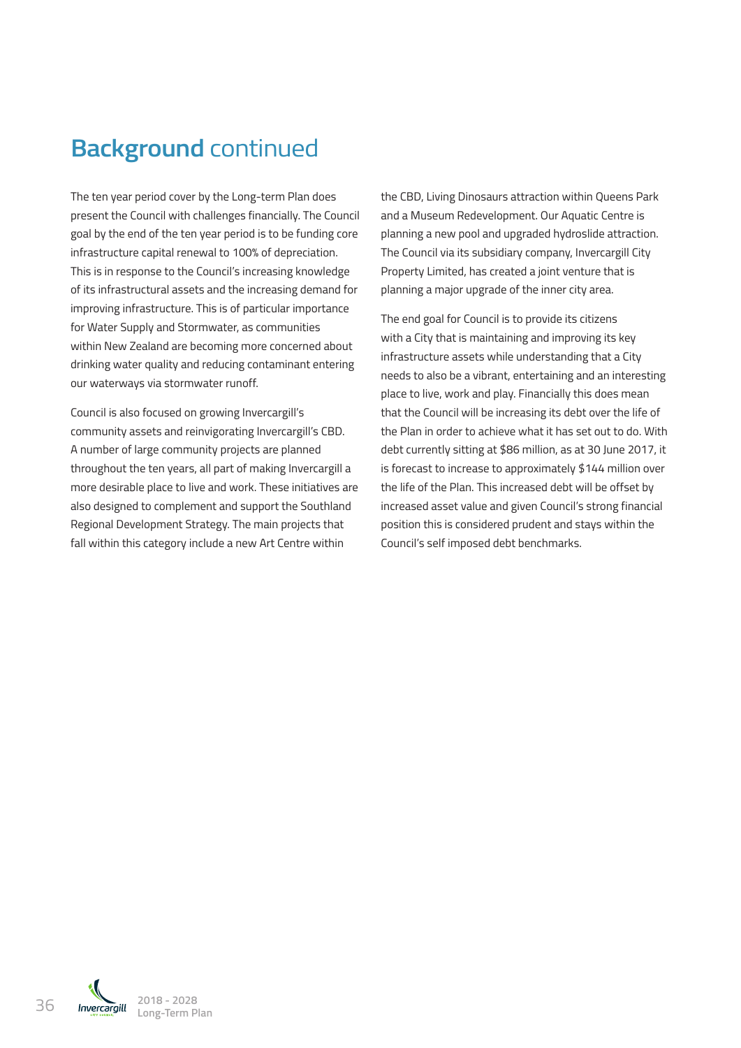## **Background** continued

The ten year period cover by the Long-term Plan does present the Council with challenges financially. The Council goal by the end of the ten year period is to be funding core infrastructure capital renewal to 100% of depreciation. This is in response to the Council's increasing knowledge of its infrastructural assets and the increasing demand for improving infrastructure. This is of particular importance for Water Supply and Stormwater, as communities within New Zealand are becoming more concerned about drinking water quality and reducing contaminant entering our waterways via stormwater runoff.

Council is also focused on growing Invercargill's community assets and reinvigorating Invercargill's CBD. A number of large community projects are planned throughout the ten years, all part of making Invercargill a more desirable place to live and work. These initiatives are also designed to complement and support the Southland Regional Development Strategy. The main projects that fall within this category include a new Art Centre within the CBD, Living Dinosaurs attraction within Queens Park and a Museum Redevelopment. Our Aquatic Centre is planning a new pool and upgraded hydroslide attraction. The Council via its subsidiary company, Invercargill City Property Limited, has created a joint venture that is planning a major upgrade of the inner city area.

The end goal for Council is to provide its citizens with a City that is maintaining and improving its key infrastructure assets while understanding that a City needs to also be a vibrant, entertaining and an interesting place to live, work and play. Financially this does mean that the Council will be increasing its debt over the life of the Plan in order to achieve what it has set out to do. With debt currently sitting at $86 million, as at 30 June 2017, it is forecast to increase to approximately $144 million over the life of the Plan. This increased debt will be offset by increased asset value and given Council's strong financial position this is considered prudent and stays within the Council's self imposed debt benchmarks.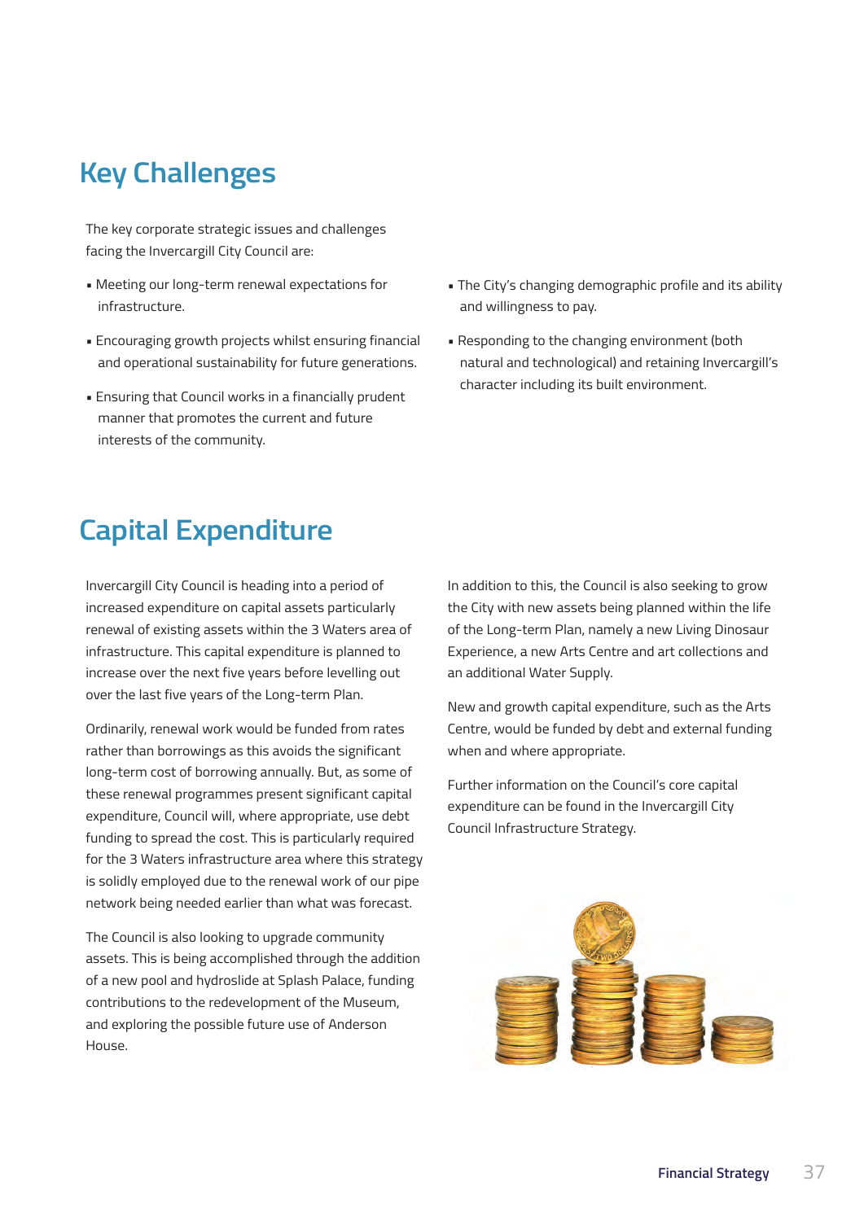## Key Challenges

The key corporate strategic issues and challenges facing the Invercargill City Council are:

- Meeting our long-term renewal expectations for infrastructure.
- Encouraging growth projects whilst ensuring financial and operational sustainability for future generations.
- Ensuring that Council works in a financially prudent manner that promotes the current and future interests of the community.
- The City's changing demographic profile and its ability and willingness to pay.
- Responding to the changing environment (both natural and technological) and retaining Invercargill's character including its built environment.

## Capital Expenditure

Invercargill City Council is heading into a period of increased expenditure on capital assets particularly renewal of existing assets within the 3 Waters area of infrastructure. This capital expenditure is planned to increase over the next five years before levelling out over the last five years of the Long-term Plan.

Ordinarily, renewal work would be funded from rates rather than borrowings as this avoids the significant long-term cost of borrowing annually. But, as some of these renewal programmes present significant capital expenditure, Council will, where appropriate, use debt funding to spread the cost. This is particularly required for the 3 Waters infrastructure area where this strategy is solidly employed due to the renewal work of our pipe network being needed earlier than what was forecast.

The Council is also looking to upgrade community assets. This is being accomplished through the addition of a new pool and hydroslide at Splash Palace, funding contributions to the redevelopment of the Museum, and exploring the possible future use of Anderson House.

In addition to this, the Council is also seeking to grow the City with new assets being planned within the life of the Long-term Plan, namely a new Living Dinosaur Experience, a new Arts Centre and art collections and an additional Water Supply.

New and growth capital expenditure, such as the Arts Centre, would be funded by debt and external funding when and where appropriate.

Further information on the Council's core capital expenditure can be found in the Invercargill City Council Infrastructure Strategy.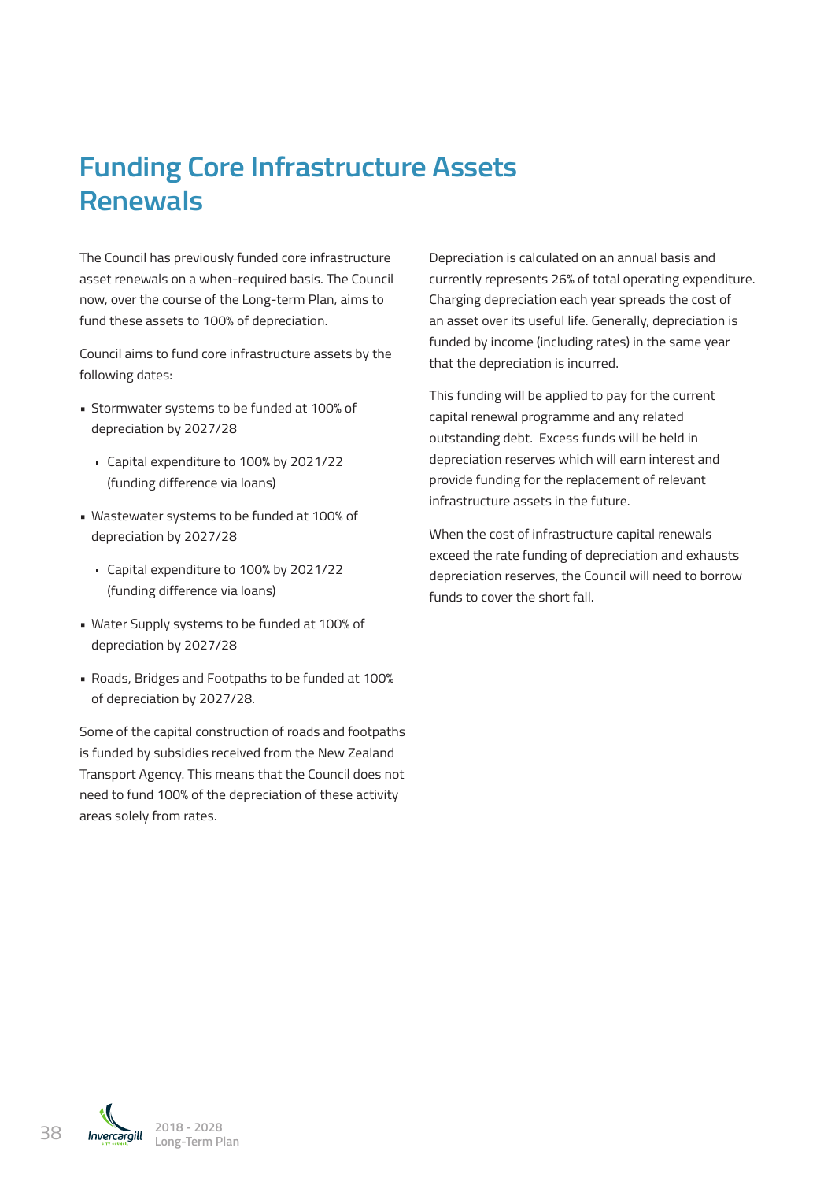# Funding Core Infrastructure Assets Renewals

The Council has previously funded core infrastructure asset renewals on a when-required basis. The Council now, over the course of the Long-term Plan, aims to fund these assets to 100% of depreciation.

Council aims to fund core infrastructure assets by the following dates:

- Stormwater systems to be funded at 100% of depreciation by 2027/28
  - Capital expenditure to 100% by 2021/22 (funding difference via loans)
- Wastewater systems to be funded at 100% of depreciation by 2027/28
  - Capital expenditure to 100% by 2021/22 (funding difference via loans)
- Water Supply systems to be funded at 100% of depreciation by 2027/28
- Roads, Bridges and Footpaths to be funded at 100% of depreciation by 2027/28.

Some of the capital construction of roads and footpaths is funded by subsidies received from the New Zealand Transport Agency. This means that the Council does not need to fund 100% of the depreciation of these activity areas solely from rates.

Depreciation is calculated on an annual basis and currently represents 26% of total operating expenditure. Charging depreciation each year spreads the cost of an asset over its useful life. Generally, depreciation is funded by income (including rates) in the same year that the depreciation is incurred.

This funding will be applied to pay for the current capital renewal programme and any related outstanding debt. Excess funds will be held in depreciation reserves which will earn interest and provide funding for the replacement of relevant infrastructure assets in the future.

When the cost of infrastructure capital renewals exceed the rate funding of depreciation and exhausts depreciation reserves, the Council will need to borrow funds to cover the short fall.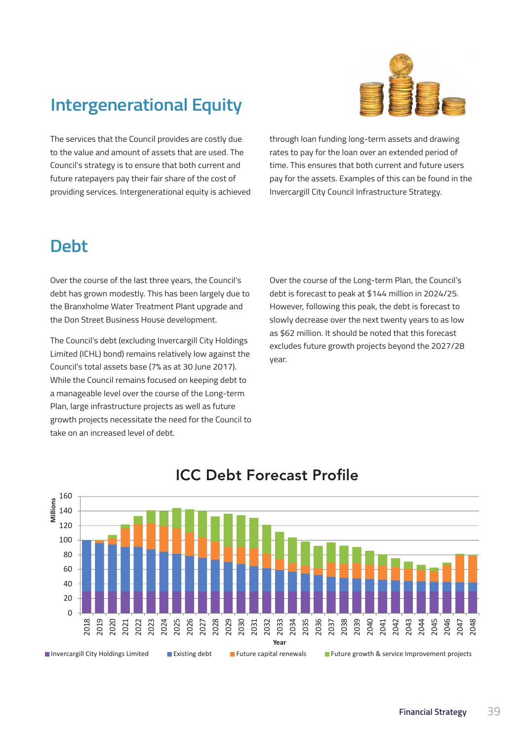## Intergenerational Equity

The services that the Council provides are costly due to the value and amount of assets that are used. The Council's strategy is to ensure that both current and future ratepayers pay their fair share of the cost of providing services. Intergenerational equity is achieved through loan funding long-term assets and drawing rates to pay for the loan over an extended period of time. This ensures that both current and future users pay for the assets. Examples of this can be found in the Invercargill City Council Infrastructure Strategy.

## Debt

Over the course of the last three years, the Council's debt has grown modestly. This has been largely due to the Branxholme Water Treatment Plant upgrade and the Don Street Business House development.

The Council's debt (excluding Invercargill City Holdings Limited (ICHL) bond) remains relatively low against the Council's total assets base (7% as at 30 June 2017). While the Council remains focused on keeping debt to a manageable level over the course of the Long-term Plan, large infrastructure projects as well as future growth projects necessitate the need for the Council to take on an increased level of debt.

Over the course of the Long-term Plan, the Council's debt is forecast to peak at $144 million in 2024/25. However, following this peak, the debt is forecast to slowly decrease over the next twenty years to as low as $62 million. It should be noted that this forecast excludes future growth projects beyond the 2027/28 year.

### ICC Debt Forecast Profile

Millions (0–160) by Year (2018–2048)

Invercargill City Holdings Limited | Existing debt | Future capital renewals | Future growth & service Improvement projects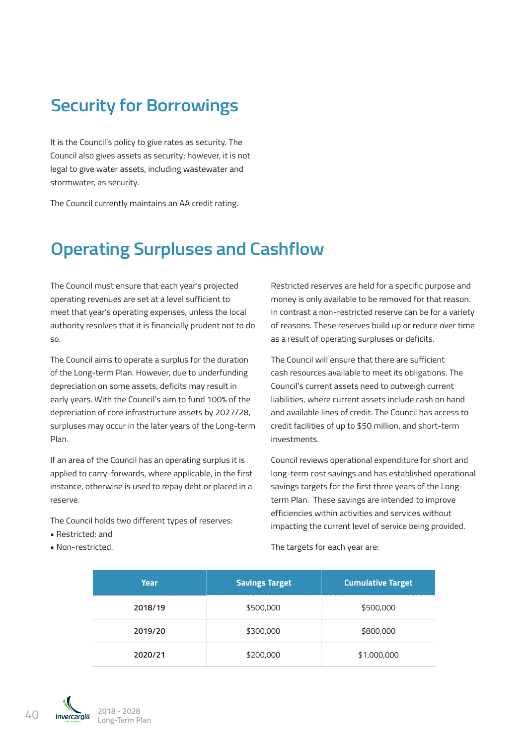## Security for Borrowings

It is the Council's policy to give rates as security. The Council also gives assets as security; however, it is not legal to give water assets, including wastewater and stormwater, as security.

The Council currently maintains an AA credit rating.

## Operating Surpluses and Cashflow

The Council must ensure that each year's projected operating revenues are set at a level sufficient to meet that year's operating expenses, unless the local authority resolves that it is financially prudent not to do so.

The Council aims to operate a surplus for the duration of the Long-term Plan. However, due to underfunding depreciation on some assets, deficits may result in early years. With the Council's aim to fund 100% of the depreciation of core infrastructure assets by 2027/28, surpluses may occur in the later years of the Long-term Plan.

If an area of the Council has an operating surplus it is applied to carry-forwards, where applicable, in the first instance, otherwise is used to repay debt or placed in a reserve.

The Council holds two different types of reserves:

- Restricted; and
- Non-restricted.

Restricted reserves are held for a specific purpose and money is only available to be removed for that reason. In contrast a non-restricted reserve can be for a variety of reasons. These reserves build up or reduce over time as a result of operating surpluses or deficits.

The Council will ensure that there are sufficient cash resources available to meet its obligations. The Council's current assets need to outweigh current liabilities, where current assets include cash on hand and available lines of credit. The Council has access to credit facilities of up to $50 million, and short-term investments.

Council reviews operational expenditure for short and long-term cost savings and has established operational savings targets for the first three years of the Long-term Plan. These savings are intended to improve efficiencies within activities and services without impacting the current level of service being provided.

The targets for each year are:

| Year | Savings Target | Cumulative Target |
|---|---|---|
| **2018/19** | $500,000 | $500,000 |
| **2019/20** | $300,000 | $800,000 |
| **2020/21** | $200,000 | $1,000,000 |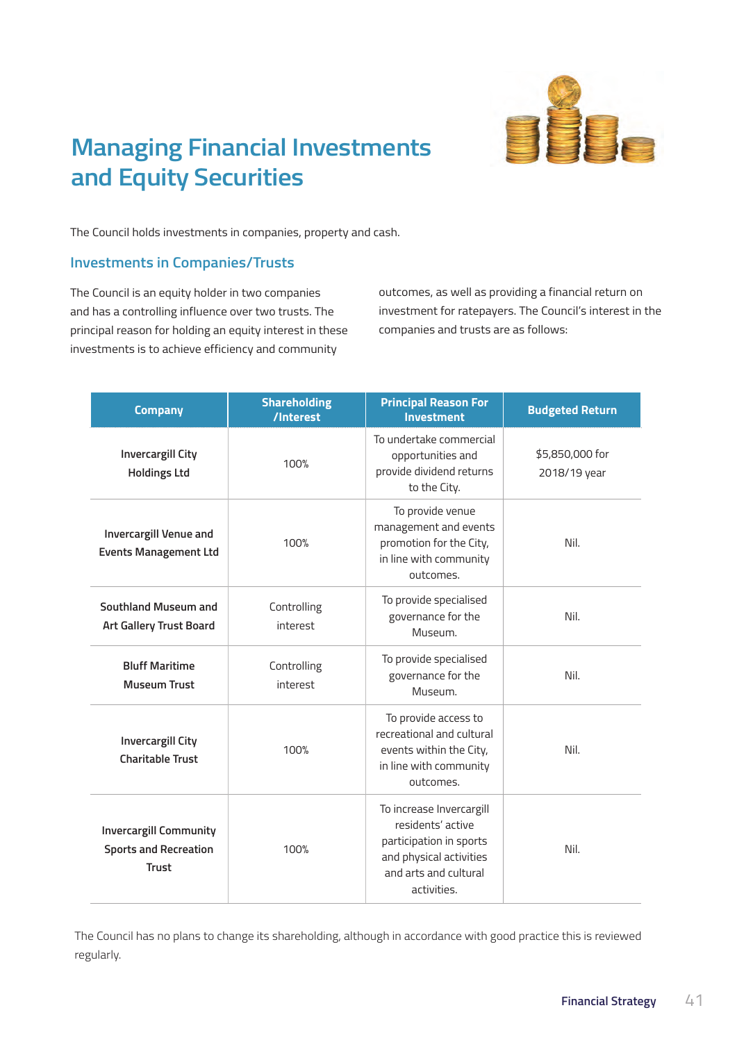# Managing Financial Investments and Equity Securities

The Council holds investments in companies, property and cash.

## Investments in Companies/Trusts

The Council is an equity holder in two companies and has a controlling influence over two trusts. The principal reason for holding an equity interest in these investments is to achieve efficiency and community outcomes, as well as providing a financial return on investment for ratepayers. The Council's interest in the companies and trusts are as follows:

| Company | Shareholding /Interest | Principal Reason For Investment | Budgeted Return |
|---|---|---|---|
| **Invercargill City Holdings Ltd** | 100% | To undertake commercial opportunities and provide dividend returns to the City. | $5,850,000 for 2018/19 year |
| **Invercargill Venue and Events Management Ltd** | 100% | To provide venue management and events promotion for the City, in line with community outcomes. | Nil. |
| **Southland Museum and Art Gallery Trust Board** | Controlling interest | To provide specialised governance for the Museum. | Nil. |
| **Bluff Maritime Museum Trust** | Controlling interest | To provide specialised governance for the Museum. | Nil. |
| **Invercargill City Charitable Trust** | 100% | To provide access to recreational and cultural events within the City, in line with community outcomes. | Nil. |
| **Invercargill Community Sports and Recreation Trust** | 100% | To increase Invercargill residents' active participation in sports and physical activities and arts and cultural activities. | Nil. |

The Council has no plans to change its shareholding, although in accordance with good practice this is reviewed regularly.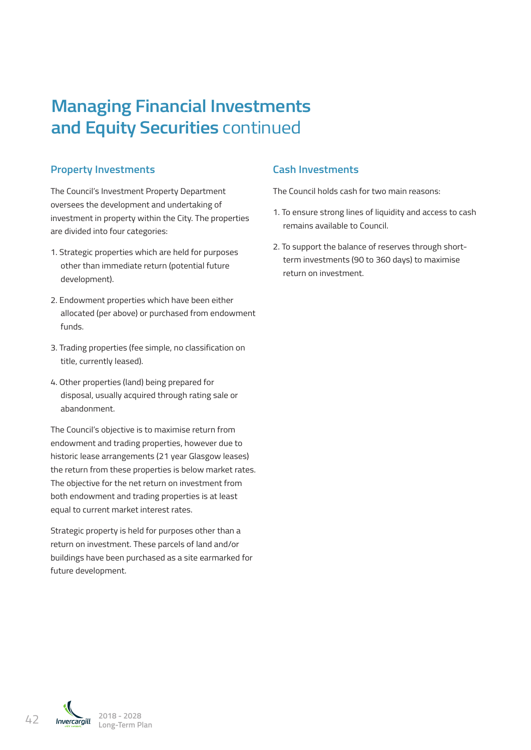# Managing Financial Investments and Equity Securities continued

## Property Investments

The Council's Investment Property Department oversees the development and undertaking of investment in property within the City. The properties are divided into four categories:

1. Strategic properties which are held for purposes other than immediate return (potential future development).
2. Endowment properties which have been either allocated (per above) or purchased from endowment funds.
3. Trading properties (fee simple, no classification on title, currently leased).
4. Other properties (land) being prepared for disposal, usually acquired through rating sale or abandonment.

The Council's objective is to maximise return from endowment and trading properties, however due to historic lease arrangements (21 year Glasgow leases) the return from these properties is below market rates. The objective for the net return on investment from both endowment and trading properties is at least equal to current market interest rates.

Strategic property is held for purposes other than a return on investment. These parcels of land and/or buildings have been purchased as a site earmarked for future development.

## Cash Investments

The Council holds cash for two main reasons:

1. To ensure strong lines of liquidity and access to cash remains available to Council.
2. To support the balance of reserves through short-term investments (90 to 360 days) to maximise return on investment.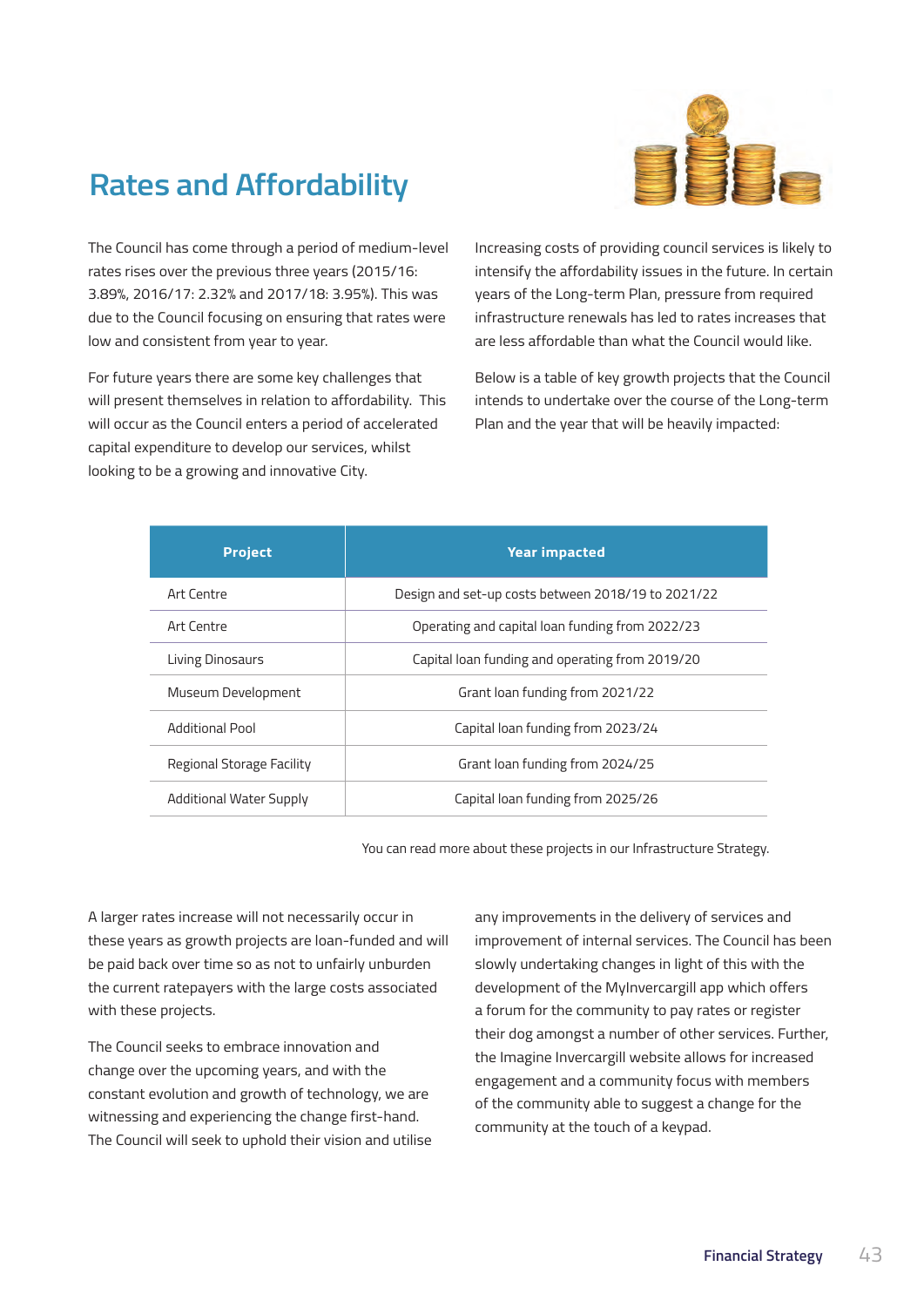# Rates and Affordability

The Council has come through a period of medium-level rates rises over the previous three years (2015/16: 3.89%, 2016/17: 2.32% and 2017/18: 3.95%). This was due to the Council focusing on ensuring that rates were low and consistent from year to year.

For future years there are some key challenges that will present themselves in relation to affordability. This will occur as the Council enters a period of accelerated capital expenditure to develop our services, whilst looking to be a growing and innovative City.

Increasing costs of providing council services is likely to intensify the affordability issues in the future. In certain years of the Long-term Plan, pressure from required infrastructure renewals has led to rates increases that are less affordable than what the Council would like.

Below is a table of key growth projects that the Council intends to undertake over the course of the Long-term Plan and the year that will be heavily impacted:

| Project | Year impacted |
|---|---|
| Art Centre | Design and set-up costs between 2018/19 to 2021/22 |
| Art Centre | Operating and capital loan funding from 2022/23 |
| Living Dinosaurs | Capital loan funding and operating from 2019/20 |
| Museum Development | Grant loan funding from 2021/22 |
| Additional Pool | Capital loan funding from 2023/24 |
| Regional Storage Facility | Grant loan funding from 2024/25 |
| Additional Water Supply | Capital loan funding from 2025/26 |

You can read more about these projects in our Infrastructure Strategy.

A larger rates increase will not necessarily occur in these years as growth projects are loan-funded and will be paid back over time so as not to unfairly unburden the current ratepayers with the large costs associated with these projects.

The Council seeks to embrace innovation and change over the upcoming years, and with the constant evolution and growth of technology, we are witnessing and experiencing the change first-hand. The Council will seek to uphold their vision and utilise any improvements in the delivery of services and improvement of internal services. The Council has been slowly undertaking changes in light of this with the development of the MyInvercargill app which offers a forum for the community to pay rates or register their dog amongst a number of other services. Further, the Imagine Invercargill website allows for increased engagement and a community focus with members of the community able to suggest a change for the community at the touch of a keypad.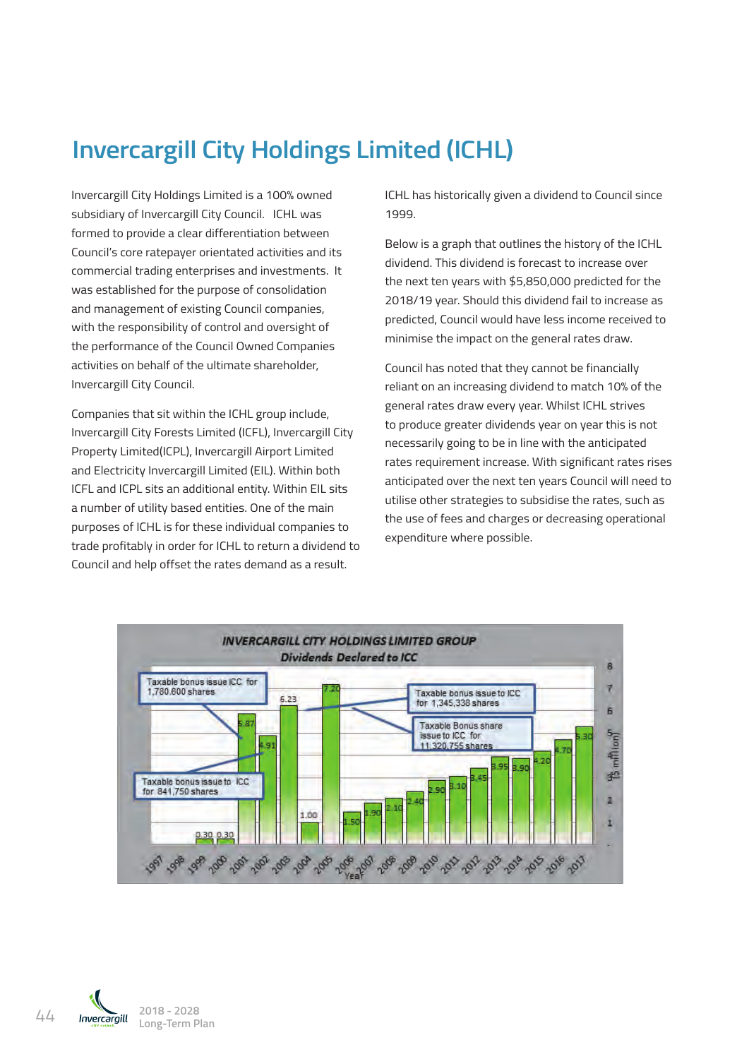# Invercargill City Holdings Limited (ICHL)

Invercargill City Holdings Limited is a 100% owned subsidiary of Invercargill City Council. ICHL was formed to provide a clear differentiation between Council's core ratepayer orientated activities and its commercial trading enterprises and investments. It was established for the purpose of consolidation and management of existing Council companies, with the responsibility of control and oversight of the performance of the Council Owned Companies activities on behalf of the ultimate shareholder, Invercargill City Council.

Companies that sit within the ICHL group include, Invercargill City Forests Limited (ICFL), Invercargill City Property Limited(ICPL), Invercargill Airport Limited and Electricity Invercargill Limited (EIL). Within both ICFL and ICPL sits an additional entity. Within EIL sits a number of utility based entities. One of the main purposes of ICHL is for these individual companies to trade profitably in order for ICHL to return a dividend to Council and help offset the rates demand as a result.

ICHL has historically given a dividend to Council since 1999.

Below is a graph that outlines the history of the ICHL dividend. This dividend is forecast to increase over the next ten years with $5,850,000 predicted for the 2018/19 year. Should this dividend fail to increase as predicted, Council would have less income received to minimise the impact on the general rates draw.

Council has noted that they cannot be financially reliant on an increasing dividend to match 10% of the general rates draw every year. Whilst ICHL strives to produce greater dividends year on year this is not necessarily going to be in line with the anticipated rates requirement increase. With significant rates rises anticipated over the next ten years Council will need to utilise other strategies to subsidise the rates, such as the use of fees and charges or decreasing operational expenditure where possible.

**INVERCARGILL CITY HOLDINGS LIMITED GROUP**
***Dividends Declared to ICC***

| Year | ($ million) |
|---|---|
| 1997 | |
| 1998 | |
| 1999 | 0.30 |
| 2000 | 0.30 |
| 2001 | 5.87 |
| 2002 | 4.91 |
| 2003 | 6.23 |
| 2004 | 1.00 |
| 2005 | 7.20 |
| 2006 | 1.50 |
| 2007 | 1.90 |
| 2008 | 2.10 |
| 2009 | 2.40 |
| 2010 | 2.90 |
| 2011 | 3.10 |
| 2012 | 3.45 |
| 2013 | 3.95 |
| 2014 | 3.90 |
| 2015 | 4.20 |
| 2016 | 4.70 |
| 2017 | 5.30 |

Annotations: Taxable bonus issue ICC for 1,780,600 shares; Taxable bonus issue to ICC for 841,750 shares; Taxable bonus issue to ICC for 1,345,338 shares; Taxable Bonus share issue to ICC for 11,320,755 shares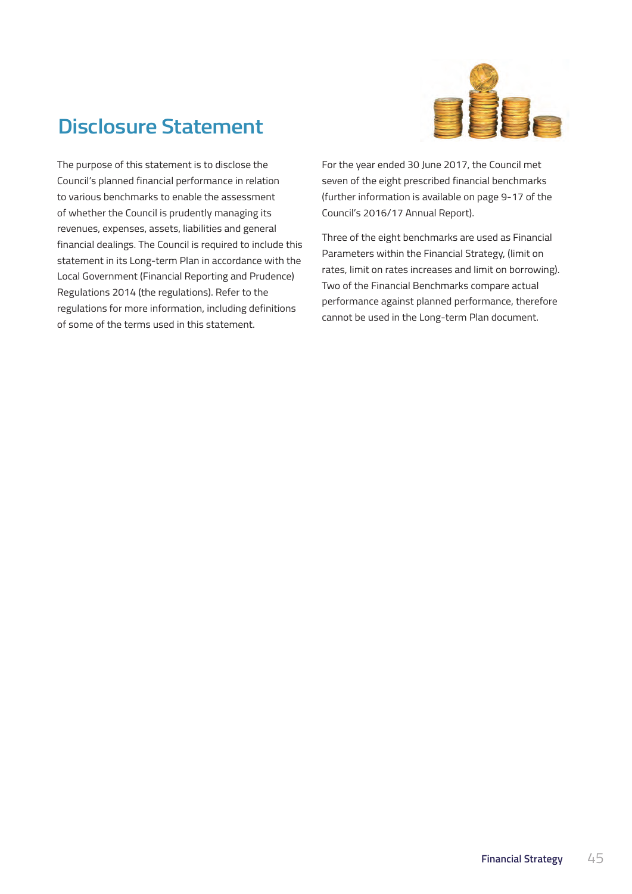# Disclosure Statement

The purpose of this statement is to disclose the Council's planned financial performance in relation to various benchmarks to enable the assessment of whether the Council is prudently managing its revenues, expenses, assets, liabilities and general financial dealings. The Council is required to include this statement in its Long-term Plan in accordance with the Local Government (Financial Reporting and Prudence) Regulations 2014 (the regulations). Refer to the regulations for more information, including definitions of some of the terms used in this statement.

For the year ended 30 June 2017, the Council met seven of the eight prescribed financial benchmarks (further information is available on page 9-17 of the Council's 2016/17 Annual Report).

Three of the eight benchmarks are used as Financial Parameters within the Financial Strategy, (limit on rates, limit on rates increases and limit on borrowing). Two of the Financial Benchmarks compare actual performance against planned performance, therefore cannot be used in the Long-term Plan document.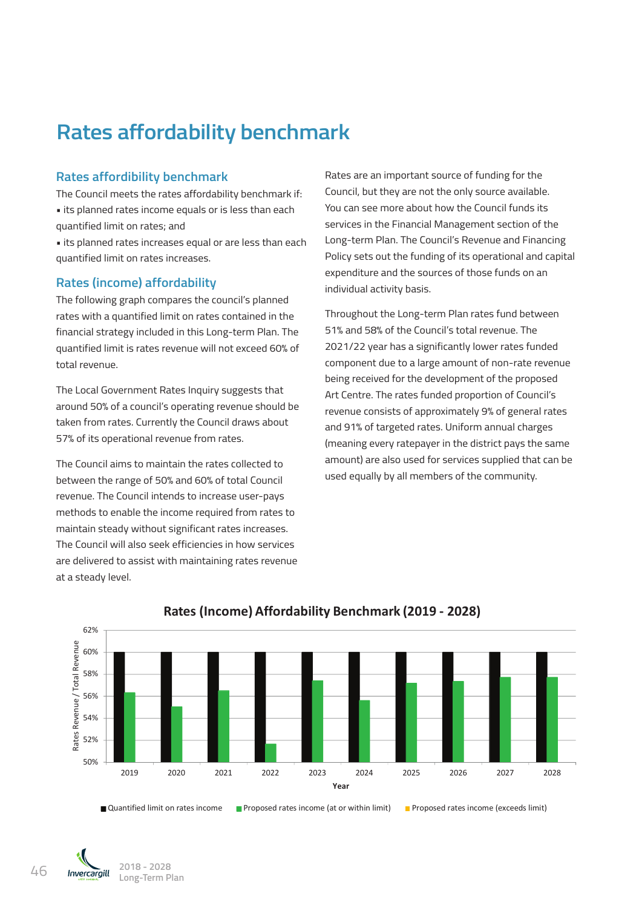# Rates affordability benchmark

## Rates affordibility benchmark

The Council meets the rates affordability benchmark if:

- its planned rates income equals or is less than each quantified limit on rates; and
- its planned rates increases equal or are less than each quantified limit on rates increases.

## Rates (income) affordability

The following graph compares the council's planned rates with a quantified limit on rates contained in the financial strategy included in this Long-term Plan. The quantified limit is rates revenue will not exceed 60% of total revenue.

The Local Government Rates Inquiry suggests that around 50% of a council's operating revenue should be taken from rates. Currently the Council draws about 57% of its operational revenue from rates.

The Council aims to maintain the rates collected to between the range of 50% and 60% of total Council revenue. The Council intends to increase user-pays methods to enable the income required from rates to maintain steady without significant rates increases. The Council will also seek efficiencies in how services are delivered to assist with maintaining rates revenue at a steady level.

Rates are an important source of funding for the Council, but they are not the only source available. You can see more about how the Council funds its services in the Financial Management section of the Long-term Plan. The Council's Revenue and Financing Policy sets out the funding of its operational and capital expenditure and the sources of those funds on an individual activity basis.

Throughout the Long-term Plan rates fund between 51% and 58% of the Council's total revenue. The 2021/22 year has a significantly lower rates funded component due to a large amount of non-rate revenue being received for the development of the proposed Art Centre. The rates funded proportion of Council's revenue consists of approximately 9% of general rates and 91% of targeted rates. Uniform annual charges (meaning every ratepayer in the district pays the same amount) are also used for services supplied that can be used equally by all members of the community.

**Rates (Income) Affordability Benchmark (2019 - 2028)**

| Year | Quantified limit on rates income | Proposed rates income (at or within limit) |
|---|---|---|
| 2019 | 60% | ~56.3% |
| 2020 | 60% | ~55.0% |
| 2021 | 60% | ~56.5% |
| 2022 | 60% | ~51.7% |
| 2023 | 60% | ~57.4% |
| 2024 | 60% | ~55.6% |
| 2025 | 60% | ~57.2% |
| 2026 | 60% | ~57.3% |
| 2027 | 60% | ~57.7% |
| 2028 | 60% | ~57.7% |

Legend: Quantified limit on rates income; Proposed rates income (at or within limit); Proposed rates income (exceeds limit)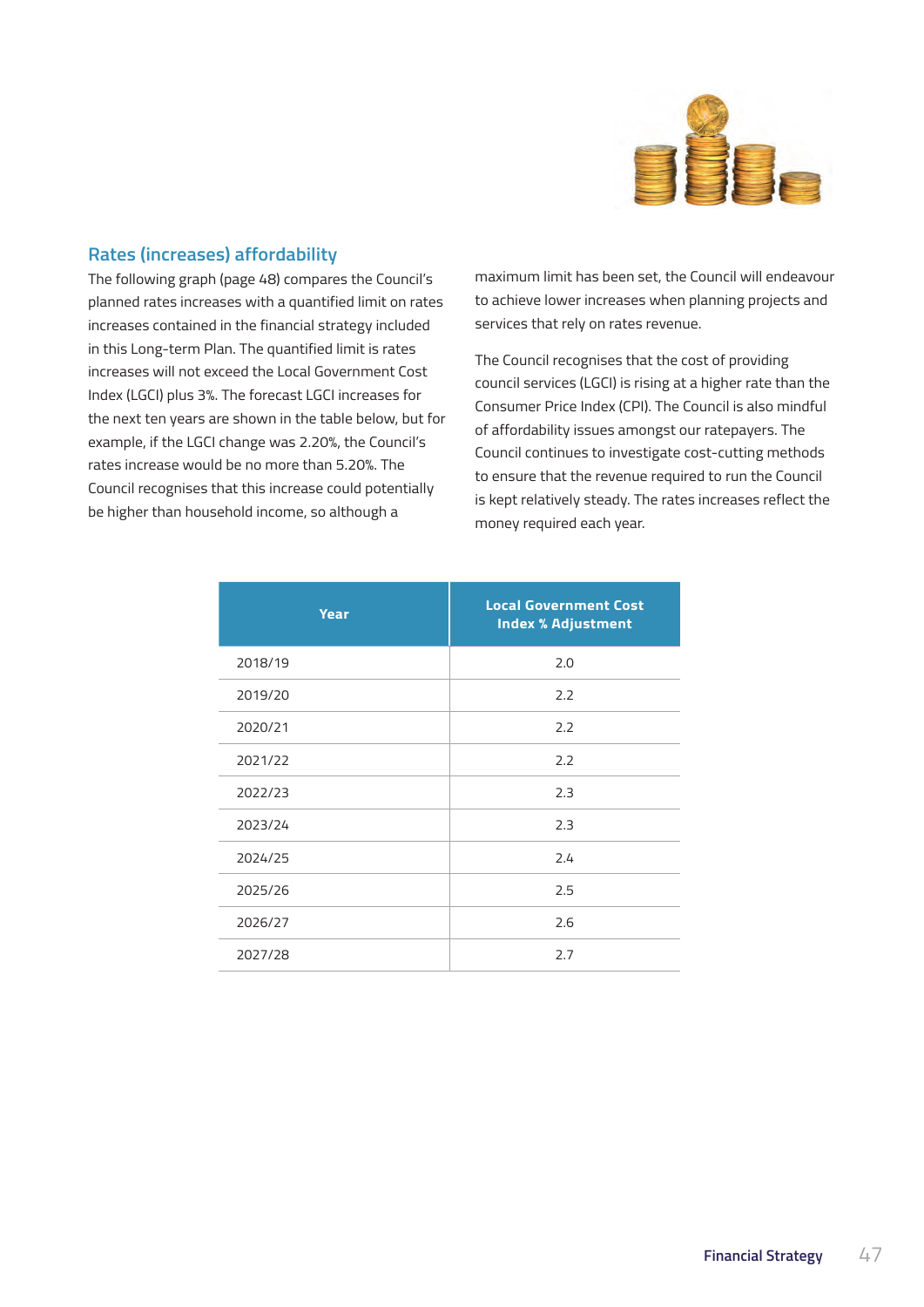## Rates (increases) affordability

The following graph (page 48) compares the Council's planned rates increases with a quantified limit on rates increases contained in the financial strategy included in this Long-term Plan. The quantified limit is rates increases will not exceed the Local Government Cost Index (LGCI) plus 3%. The forecast LGCI increases for the next ten years are shown in the table below, but for example, if the LGCI change was 2.20%, the Council's rates increase would be no more than 5.20%. The Council recognises that this increase could potentially be higher than household income, so although a maximum limit has been set, the Council will endeavour to achieve lower increases when planning projects and services that rely on rates revenue.

The Council recognises that the cost of providing council services (LGCI) is rising at a higher rate than the Consumer Price Index (CPI). The Council is also mindful of affordability issues amongst our ratepayers. The Council continues to investigate cost-cutting methods to ensure that the revenue required to run the Council is kept relatively steady. The rates increases reflect the money required each year.

| Year | Local Government Cost Index % Adjustment |
|---|---|
| 2018/19 | 2.0 |
| 2019/20 | 2.2 |
| 2020/21 | 2.2 |
| 2021/22 | 2.2 |
| 2022/23 | 2.3 |
| 2023/24 | 2.3 |
| 2024/25 | 2.4 |
| 2025/26 | 2.5 |
| 2026/27 | 2.6 |
| 2027/28 | 2.7 |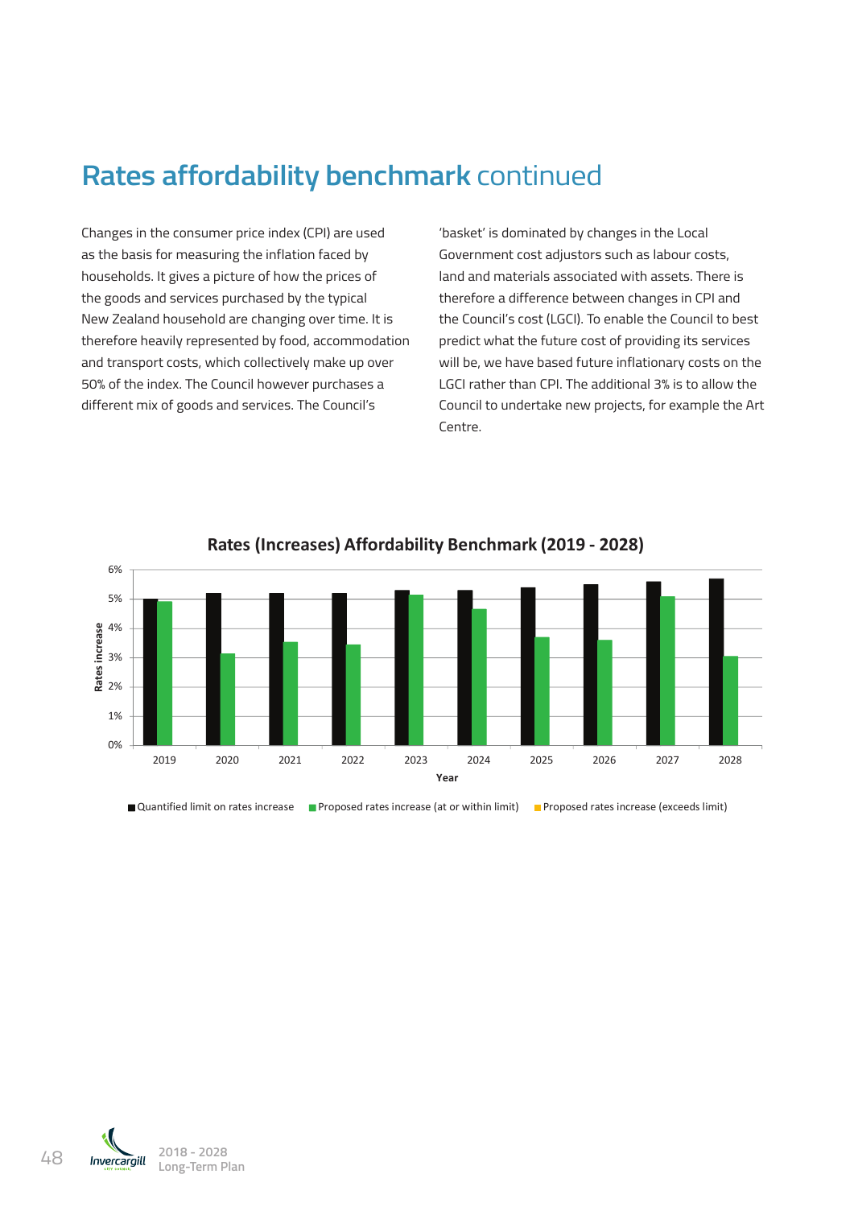# Rates affordability benchmark continued

Changes in the consumer price index (CPI) are used as the basis for measuring the inflation faced by households. It gives a picture of how the prices of the goods and services purchased by the typical New Zealand household are changing over time. It is therefore heavily represented by food, accommodation and transport costs, which collectively make up over 50% of the index. The Council however purchases a different mix of goods and services. The Council's 'basket' is dominated by changes in the Local Government cost adjustors such as labour costs, land and materials associated with assets. There is therefore a difference between changes in CPI and the Council's cost (LGCI). To enable the Council to best predict what the future cost of providing its services will be, we have based future inflationary costs on the LGCI rather than CPI. The additional 3% is to allow the Council to undertake new projects, for example the Art Centre.

**Rates (Increases) Affordability Benchmark (2019 - 2028)**

Rates increase: 0%, 1%, 2%, 3%, 4%, 5%, 6%

Year: 2019, 2020, 2021, 2022, 2023, 2024, 2025, 2026, 2027, 2028

■ Quantified limit on rates increase ■ Proposed rates increase (at or within limit) ■ Proposed rates increase (exceeds limit)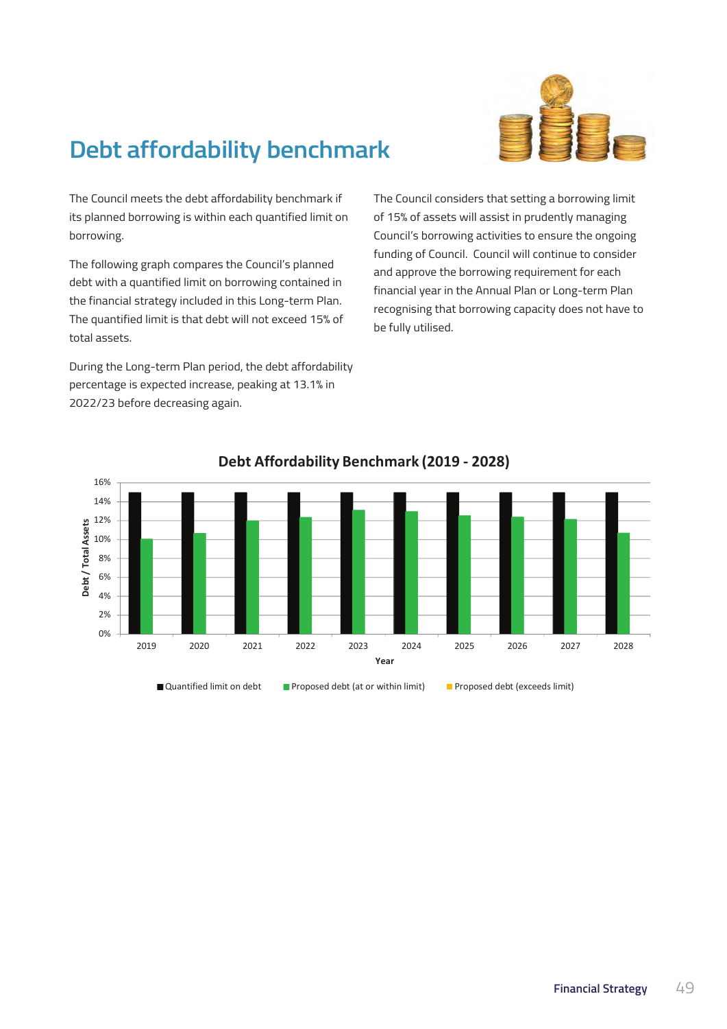# Debt affordability benchmark

The Council meets the debt affordability benchmark if its planned borrowing is within each quantified limit on borrowing.

The following graph compares the Council's planned debt with a quantified limit on borrowing contained in the financial strategy included in this Long-term Plan. The quantified limit is that debt will not exceed 15% of total assets.

During the Long-term Plan period, the debt affordability percentage is expected increase, peaking at 13.1% in 2022/23 before decreasing again.

The Council considers that setting a borrowing limit of 15% of assets will assist in prudently managing Council's borrowing activities to ensure the ongoing funding of Council. Council will continue to consider and approve the borrowing requirement for each financial year in the Annual Plan or Long-term Plan recognising that borrowing capacity does not have to be fully utilised.

**Debt Affordability Benchmark (2019 - 2028)**

| Year | Quantified limit on debt | Proposed debt (at or within limit) |
| --- | --- | --- |
| 2019 | 15% | 10% |
| 2020 | 15% | 10.6% |
| 2021 | 15% | 11.9% |
| 2022 | 15% | 12.3% |
| 2023 | 15% | 13.1% |
| 2024 | 15% | 12.9% |
| 2025 | 15% | 12.5% |
| 2026 | 15% | 12.3% |
| 2027 | 15% | 12.1% |
| 2028 | 15% | 10.7% |

Legend: Quantified limit on debt; Proposed debt (at or within limit); Proposed debt (exceeds limit)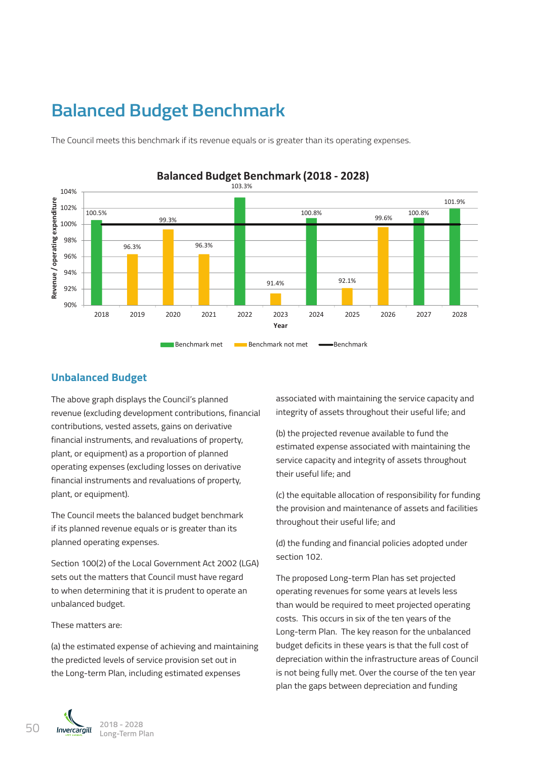# Balanced Budget Benchmark

The Council meets this benchmark if its revenue equals or is greater than its operating expenses.

**Balanced Budget Benchmark (2018 - 2028)**

| Year | Revenue / operating expenditure | Status |
|---|---|---|
| 2018 | 100.5% | Benchmark met |
| 2019 | 96.3% | Benchmark not met |
| 2020 | 99.3% | Benchmark not met |
| 2021 | 96.3% | Benchmark not met |
| 2022 | 103.3% | Benchmark met |
| 2023 | 91.4% | Benchmark not met |
| 2024 | 100.8% | Benchmark met |
| 2025 | 92.1% | Benchmark not met |
| 2026 | 99.6% | Benchmark not met |
| 2027 | 100.8% | Benchmark met |
| 2028 | 101.9% | Benchmark met |

Benchmark: 100%

## Unbalanced Budget

The above graph displays the Council's planned revenue (excluding development contributions, financial contributions, vested assets, gains on derivative financial instruments, and revaluations of property, plant, or equipment) as a proportion of planned operating expenses (excluding losses on derivative financial instruments and revaluations of property, plant, or equipment).

The Council meets the balanced budget benchmark if its planned revenue equals or is greater than its planned operating expenses.

Section 100(2) of the Local Government Act 2002 (LGA) sets out the matters that Council must have regard to when determining that it is prudent to operate an unbalanced budget.

These matters are:

(a) the estimated expense of achieving and maintaining the predicted levels of service provision set out in the Long-term Plan, including estimated expenses associated with maintaining the service capacity and integrity of assets throughout their useful life; and

(b) the projected revenue available to fund the estimated expense associated with maintaining the service capacity and integrity of assets throughout their useful life; and

(c) the equitable allocation of responsibility for funding the provision and maintenance of assets and facilities throughout their useful life; and

(d) the funding and financial policies adopted under section 102.

The proposed Long-term Plan has set projected operating revenues for some years at levels less than would be required to meet projected operating costs. This occurs in six of the ten years of the Long-term Plan. The key reason for the unbalanced budget deficits in these years is that the full cost of depreciation within the infrastructure areas of Council is not being fully met. Over the course of the ten year plan the gaps between depreciation and funding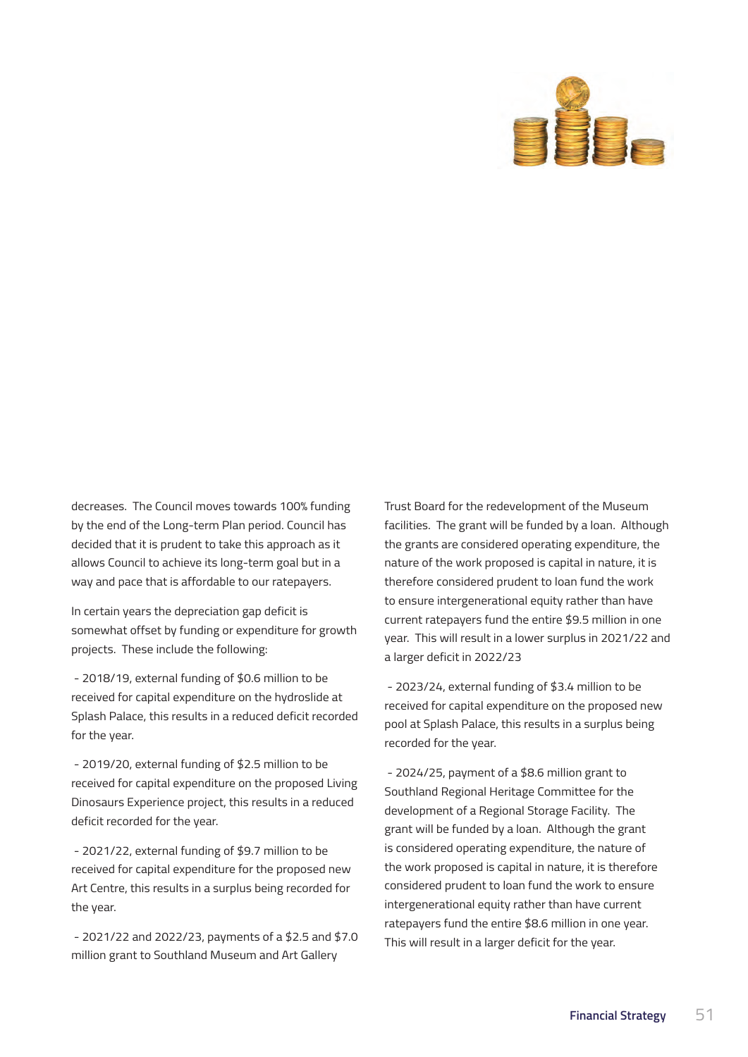decreases. The Council moves towards 100% funding by the end of the Long-term Plan period. Council has decided that it is prudent to take this approach as it allows Council to achieve its long-term goal but in a way and pace that is affordable to our ratepayers.

In certain years the depreciation gap deficit is somewhat offset by funding or expenditure for growth projects. These include the following:

- 2018/19, external funding of $0.6 million to be received for capital expenditure on the hydroslide at Splash Palace, this results in a reduced deficit recorded for the year.

- 2019/20, external funding of $2.5 million to be received for capital expenditure on the proposed Living Dinosaurs Experience project, this results in a reduced deficit recorded for the year.

- 2021/22, external funding of $9.7 million to be received for capital expenditure for the proposed new Art Centre, this results in a surplus being recorded for the year.

- 2021/22 and 2022/23, payments of a $2.5 and $7.0 million grant to Southland Museum and Art Gallery Trust Board for the redevelopment of the Museum facilities. The grant will be funded by a loan. Although the grants are considered operating expenditure, the nature of the work proposed is capital in nature, it is therefore considered prudent to loan fund the work to ensure intergenerational equity rather than have current ratepayers fund the entire $9.5 million in one year. This will result in a lower surplus in 2021/22 and a larger deficit in 2022/23

- 2023/24, external funding of $3.4 million to be received for capital expenditure on the proposed new pool at Splash Palace, this results in a surplus being recorded for the year.

- 2024/25, payment of a $8.6 million grant to Southland Regional Heritage Committee for the development of a Regional Storage Facility. The grant will be funded by a loan. Although the grant is considered operating expenditure, the nature of the work proposed is capital in nature, it is therefore considered prudent to loan fund the work to ensure intergenerational equity rather than have current ratepayers fund the entire $8.6 million in one year. This will result in a larger deficit for the year.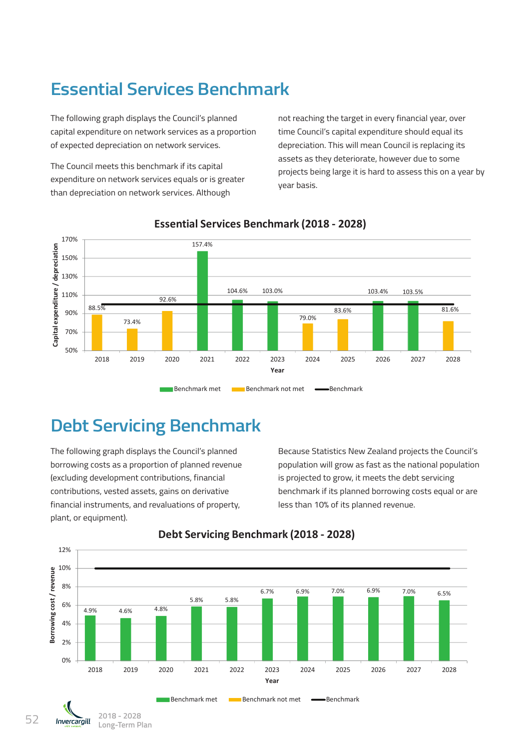## Essential Services Benchmark

The following graph displays the Council's planned capital expenditure on network services as a proportion of expected depreciation on network services.

The Council meets this benchmark if its capital expenditure on network services equals or is greater than depreciation on network services. Although not reaching the target in every financial year, over time Council's capital expenditure should equal its depreciation. This will mean Council is replacing its assets as they deteriorate, however due to some projects being large it is hard to assess this on a year by year basis.

**Essential Services Benchmark (2018 - 2028)**

Capital expenditure / depreciation

170%
150%
130%
110%
90%
70%
50%

88.5%
73.4%
92.6%
157.4%
104.6%
103.0%
79.0%
83.6%
103.4%
103.5%
81.6%

2018
2019
2020
2021
2022
2023
2024
2025
2026
2027
2028

Year

Benchmark met
Benchmark not met
Benchmark

## Debt Servicing Benchmark

The following graph displays the Council's planned borrowing costs as a proportion of planned revenue (excluding development contributions, financial contributions, vested assets, gains on derivative financial instruments, and revaluations of property, plant, or equipment).

Because Statistics New Zealand projects the Council's population will grow as fast as the national population is projected to grow, it meets the debt servicing benchmark if its planned borrowing costs equal or are less than 10% of its planned revenue.

**Debt Servicing Benchmark (2018 - 2028)**

Borrowing cost / revenue

12%
10%
8%
6%
4%
2%
0%

4.9%
4.6%
4.8%
5.8%
5.8%
6.7%
6.9%
7.0%
6.9%
7.0%
6.5%

2018
2019
2020
2021
2022
2023
2024
2025
2026
2027
2028

Year

Benchmark met
Benchmark not met
Benchmark